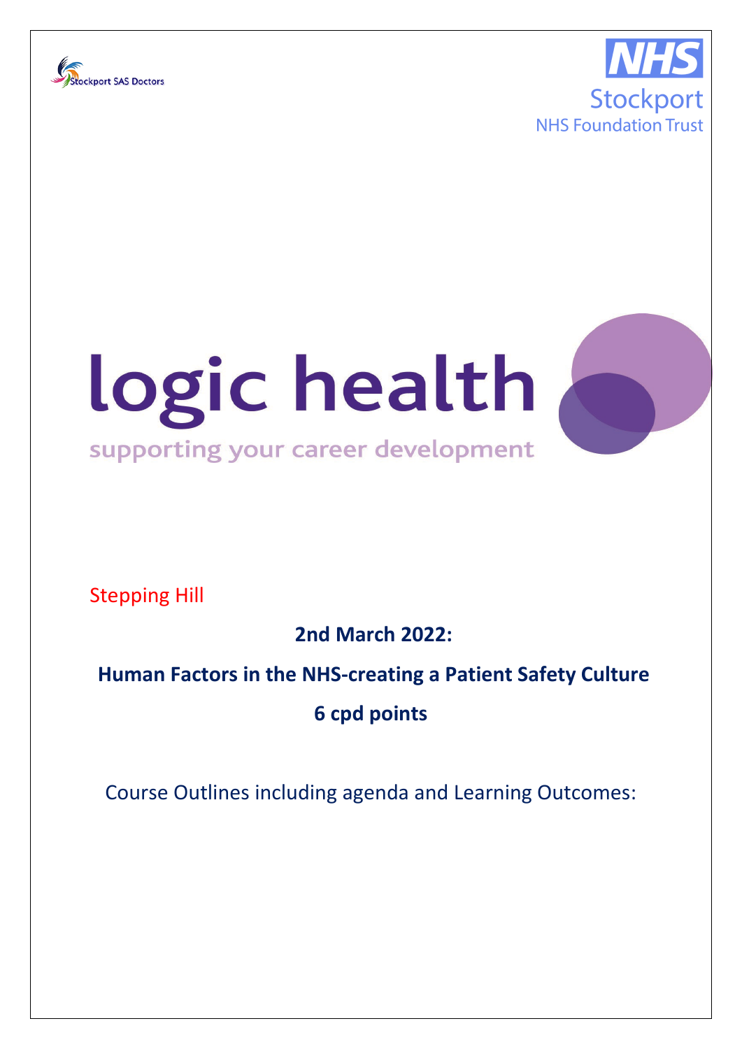Stockport SAS Doctors

NHS Stockport NHS Foundation Trust

# logic health

supporting your career development

Stepping Hill

**2nd March 2022:**

**Human Factors in the NHS-creating a Patient Safety Culture**

**6 cpd points**

Course Outlines including agenda and Learning Outcomes: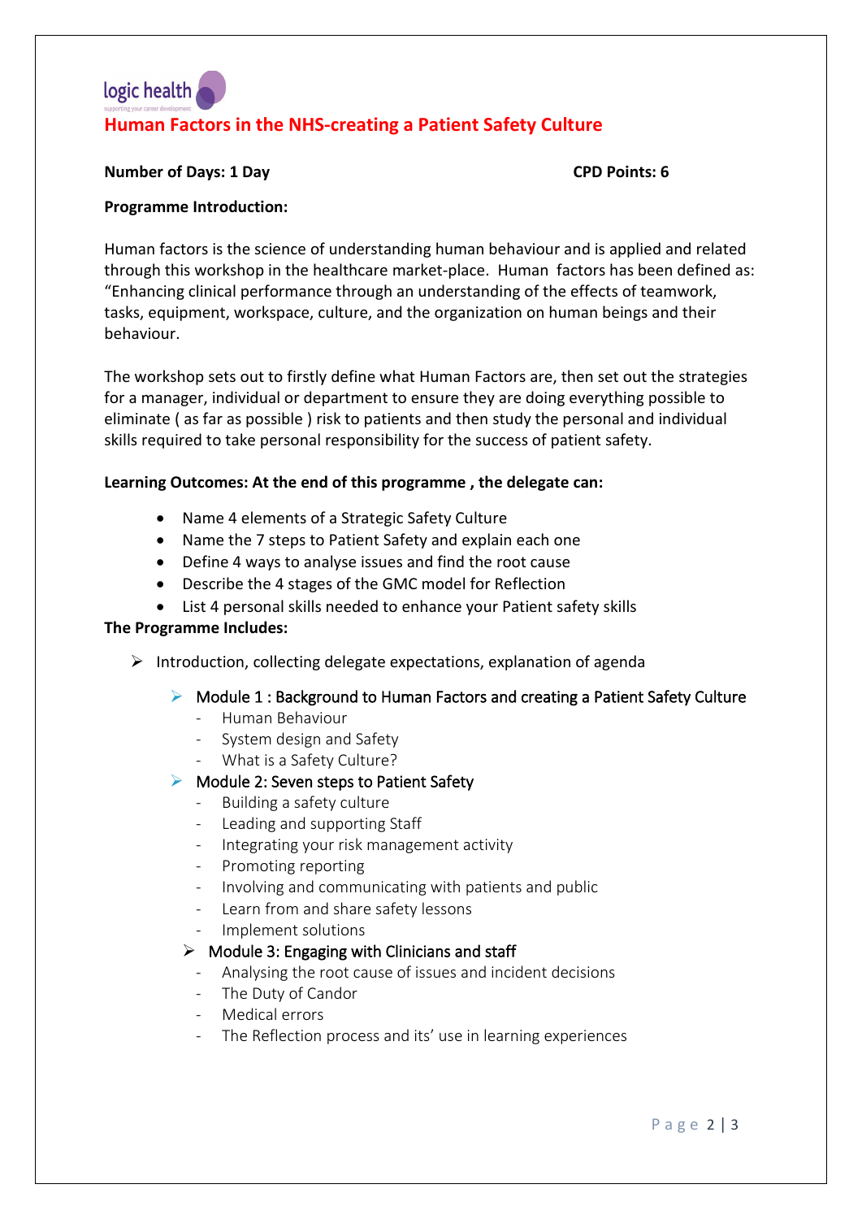logic health
supporting your career development

# Human Factors in the NHS-creating a Patient Safety Culture

**Number of Days: 1 Day** **CPD Points: 6**

**Programme Introduction:**

Human factors is the science of understanding human behaviour and is applied and related through this workshop in the healthcare market-place. Human factors has been defined as: "Enhancing clinical performance through an understanding of the effects of teamwork, tasks, equipment, workspace, culture, and the organization on human beings and their behaviour.

The workshop sets out to firstly define what Human Factors are, then set out the strategies for a manager, individual or department to ensure they are doing everything possible to eliminate ( as far as possible ) risk to patients and then study the personal and individual skills required to take personal responsibility for the success of patient safety.

**Learning Outcomes: At the end of this programme , the delegate can:**

- Name 4 elements of a Strategic Safety Culture
- Name the 7 steps to Patient Safety and explain each one
- Define 4 ways to analyse issues and find the root cause
- Describe the 4 stages of the GMC model for Reflection
- List 4 personal skills needed to enhance your Patient safety skills

**The Programme Includes:**

- Introduction, collecting delegate expectations, explanation of agenda
  - Module 1 : Background to Human Factors and creating a Patient Safety Culture
    - Human Behaviour
    - System design and Safety
    - What is a Safety Culture?
  - Module 2: Seven steps to Patient Safety
    - Building a safety culture
    - Leading and supporting Staff
    - Integrating your risk management activity
    - Promoting reporting
    - Involving and communicating with patients and public
    - Learn from and share safety lessons
    - Implement solutions
  - Module 3: Engaging with Clinicians and staff
    - Analysing the root cause of issues and incident decisions
    - The Duty of Candor
    - Medical errors
    - The Reflection process and its' use in learning experiences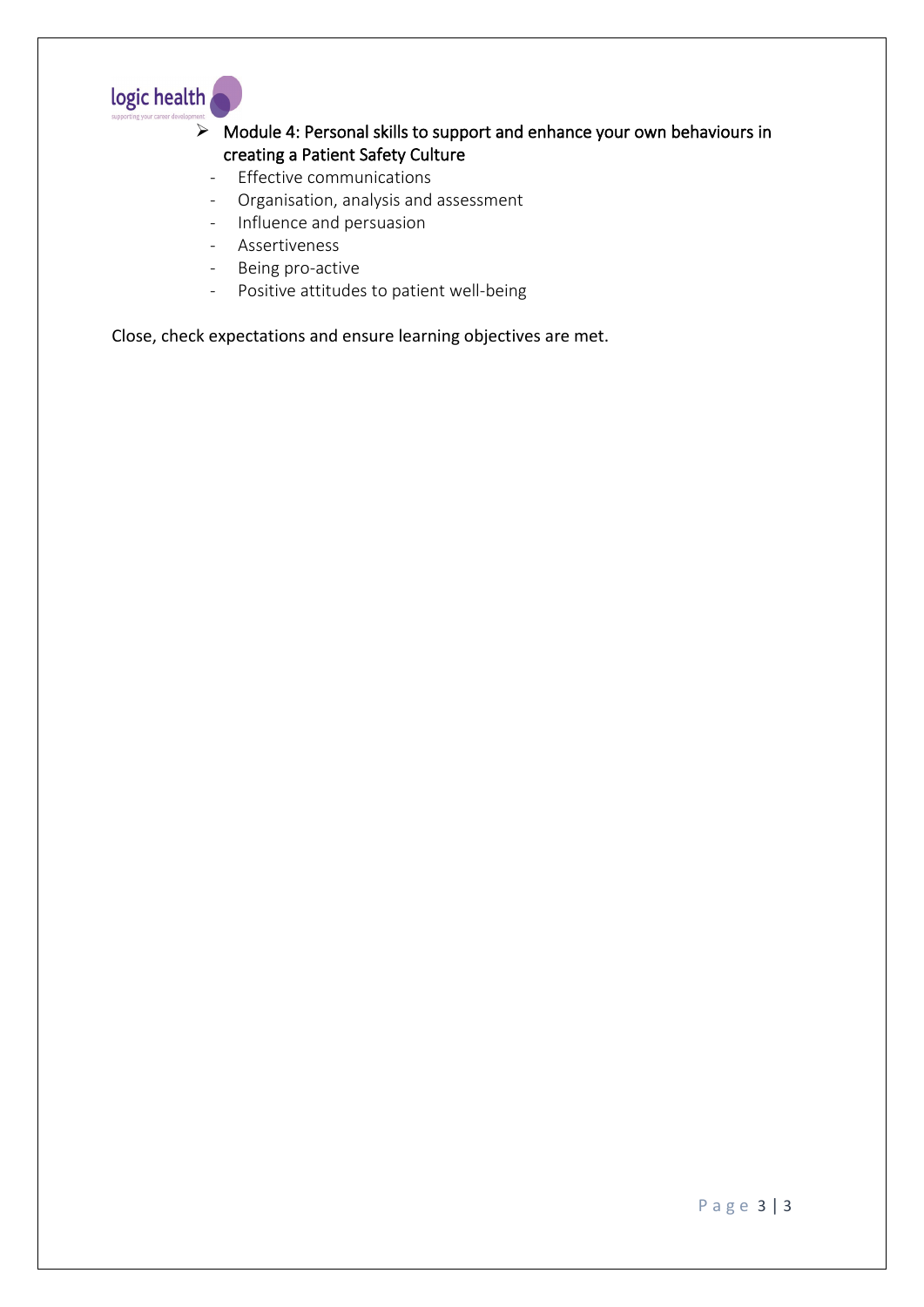- Module 4: Personal skills to support and enhance your own behaviours in creating a Patient Safety Culture
  - Effective communications
  - Organisation, analysis and assessment
  - Influence and persuasion
  - Assertiveness
  - Being pro-active
  - Positive attitudes to patient well-being

Close, check expectations and ensure learning objectives are met.